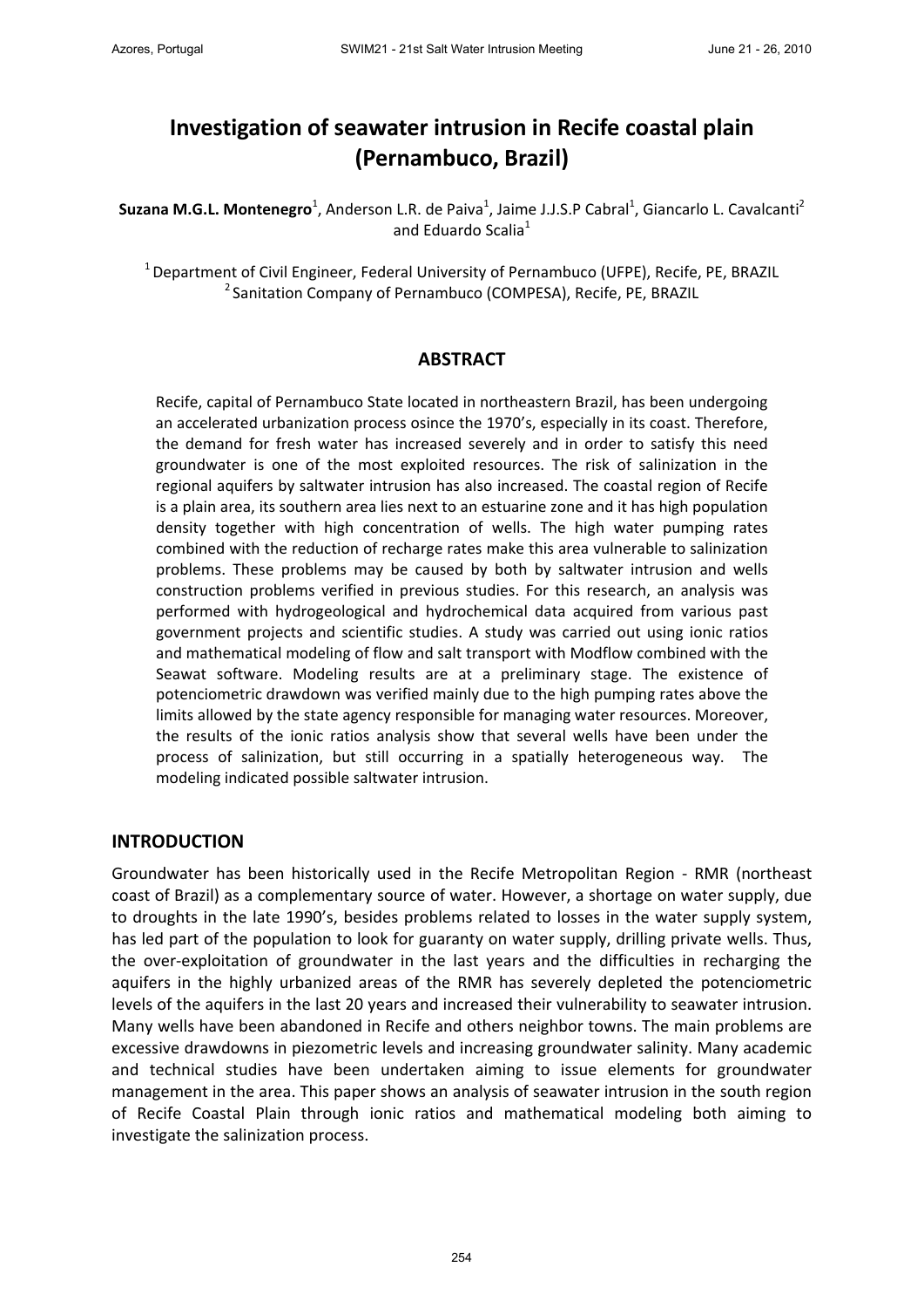# Investigation of seawater intrusion in Recife coastal plain (Pernambuco, Brazil)

**Suzana M.G.L. Montenegro**[1], Anderson L.R. de Paiva[1], Jaime J.J.S.P Cabral[1], Giancarlo L. Cavalcanti[2] and Eduardo Scalia[1]

[1] Department of Civil Engineer, Federal University of Pernambuco (UFPE), Recife, PE, BRAZIL
[2] Sanitation Company of Pernambuco (COMPESA), Recife, PE, BRAZIL

## ABSTRACT

Recife, capital of Pernambuco State located in northeastern Brazil, has been undergoing an accelerated urbanization process osince the 1970's, especially in its coast. Therefore, the demand for fresh water has increased severely and in order to satisfy this need groundwater is one of the most exploited resources. The risk of salinization in the regional aquifers by saltwater intrusion has also increased. The coastal region of Recife is a plain area, its southern area lies next to an estuarine zone and it has high population density together with high concentration of wells. The high water pumping rates combined with the reduction of recharge rates make this area vulnerable to salinization problems. These problems may be caused by both by saltwater intrusion and wells construction problems verified in previous studies. For this research, an analysis was performed with hydrogeological and hydrochemical data acquired from various past government projects and scientific studies. A study was carried out using ionic ratios and mathematical modeling of flow and salt transport with Modflow combined with the Seawat software. Modeling results are at a preliminary stage. The existence of potenciometric drawdown was verified mainly due to the high pumping rates above the limits allowed by the state agency responsible for managing water resources. Moreover, the results of the ionic ratios analysis show that several wells have been under the process of salinization, but still occurring in a spatially heterogeneous way. The modeling indicated possible saltwater intrusion.

## INTRODUCTION

Groundwater has been historically used in the Recife Metropolitan Region - RMR (northeast coast of Brazil) as a complementary source of water. However, a shortage on water supply, due to droughts in the late 1990's, besides problems related to losses in the water supply system, has led part of the population to look for guaranty on water supply, drilling private wells. Thus, the over-exploitation of groundwater in the last years and the difficulties in recharging the aquifers in the highly urbanized areas of the RMR has severely depleted the potenciometric levels of the aquifers in the last 20 years and increased their vulnerability to seawater intrusion. Many wells have been abandoned in Recife and others neighbor towns. The main problems are excessive drawdowns in piezometric levels and increasing groundwater salinity. Many academic and technical studies have been undertaken aiming to issue elements for groundwater management in the area. This paper shows an analysis of seawater intrusion in the south region of Recife Coastal Plain through ionic ratios and mathematical modeling both aiming to investigate the salinization process.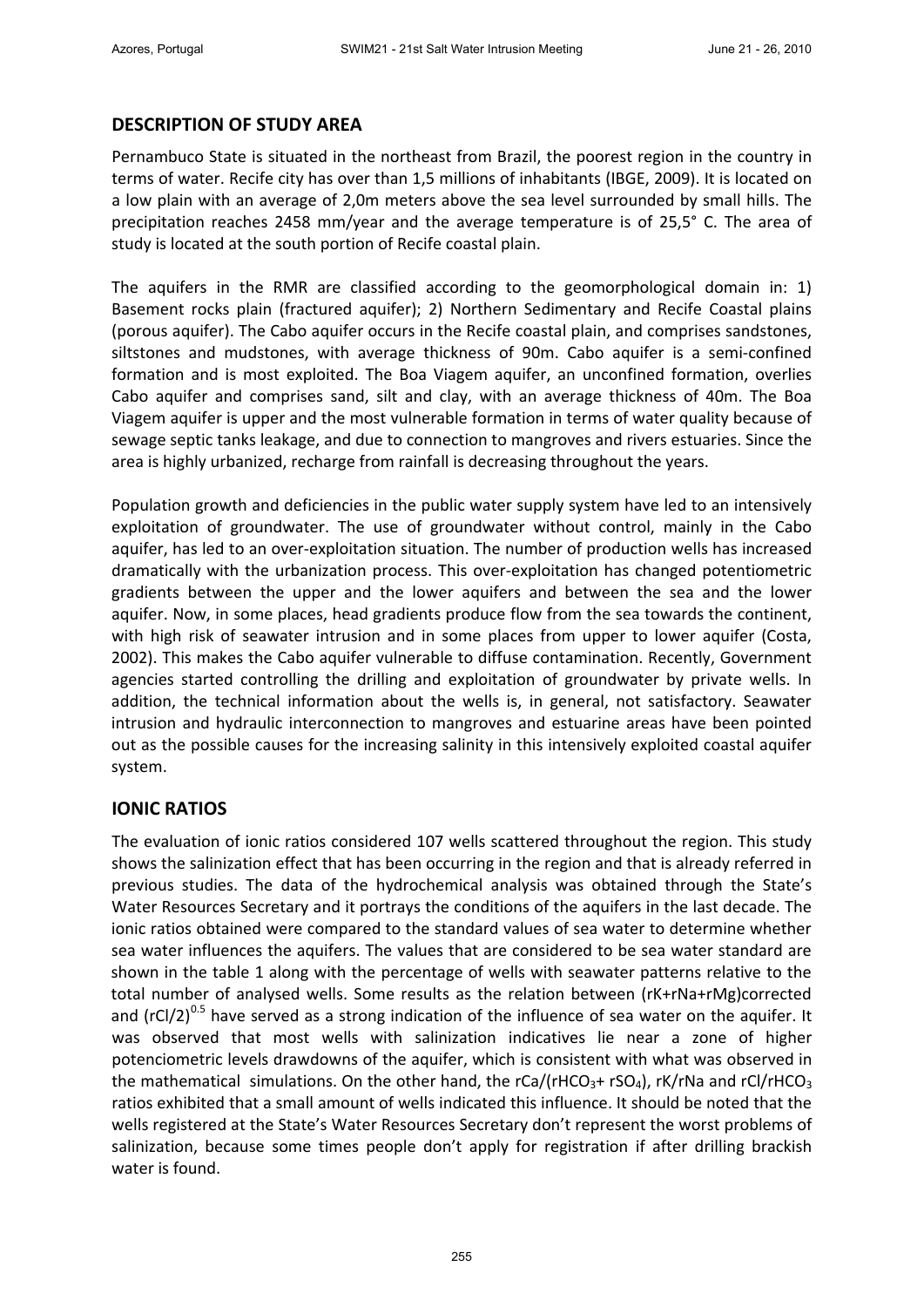## DESCRIPTION OF STUDY AREA

Pernambuco State is situated in the northeast from Brazil, the poorest region in the country in terms of water. Recife city has over than 1,5 millions of inhabitants (IBGE, 2009). It is located on a low plain with an average of 2,0m meters above the sea level surrounded by small hills. The precipitation reaches 2458 mm/year and the average temperature is of 25,5° C. The area of study is located at the south portion of Recife coastal plain.

The aquifers in the RMR are classified according to the geomorphological domain in: 1) Basement rocks plain (fractured aquifer); 2) Northern Sedimentary and Recife Coastal plains (porous aquifer). The Cabo aquifer occurs in the Recife coastal plain, and comprises sandstones, siltstones and mudstones, with average thickness of 90m. Cabo aquifer is a semi-confined formation and is most exploited. The Boa Viagem aquifer, an unconfined formation, overlies Cabo aquifer and comprises sand, silt and clay, with an average thickness of 40m. The Boa Viagem aquifer is upper and the most vulnerable formation in terms of water quality because of sewage septic tanks leakage, and due to connection to mangroves and rivers estuaries. Since the area is highly urbanized, recharge from rainfall is decreasing throughout the years.

Population growth and deficiencies in the public water supply system have led to an intensively exploitation of groundwater. The use of groundwater without control, mainly in the Cabo aquifer, has led to an over-exploitation situation. The number of production wells has increased dramatically with the urbanization process. This over-exploitation has changed potentiometric gradients between the upper and the lower aquifers and between the sea and the lower aquifer. Now, in some places, head gradients produce flow from the sea towards the continent, with high risk of seawater intrusion and in some places from upper to lower aquifer (Costa, 2002). This makes the Cabo aquifer vulnerable to diffuse contamination. Recently, Government agencies started controlling the drilling and exploitation of groundwater by private wells. In addition, the technical information about the wells is, in general, not satisfactory. Seawater intrusion and hydraulic interconnection to mangroves and estuarine areas have been pointed out as the possible causes for the increasing salinity in this intensively exploited coastal aquifer system.

## IONIC RATIOS

The evaluation of ionic ratios considered 107 wells scattered throughout the region. This study shows the salinization effect that has been occurring in the region and that is already referred in previous studies. The data of the hydrochemical analysis was obtained through the State's Water Resources Secretary and it portrays the conditions of the aquifers in the last decade. The ionic ratios obtained were compared to the standard values of sea water to determine whether sea water influences the aquifers. The values that are considered to be sea water standard are shown in the table 1 along with the percentage of wells with seawater patterns relative to the total number of analysed wells. Some results as the relation between (rK+rNa+rMg)corrected and $(rCl/2)^{0.5}$ have served as a strong indication of the influence of sea water on the aquifer. It was observed that most wells with salinization indicatives lie near a zone of higher potenciometric levels drawdowns of the aquifer, which is consistent with what was observed in the mathematical simulations. On the other hand, the $rCa/(rHCO_3 + rSO_4)$, rK/rNa and $rCl/rHCO_3$ ratios exhibited that a small amount of wells indicated this influence. It should be noted that the wells registered at the State's Water Resources Secretary don't represent the worst problems of salinization, because some times people don't apply for registration if after drilling brackish water is found.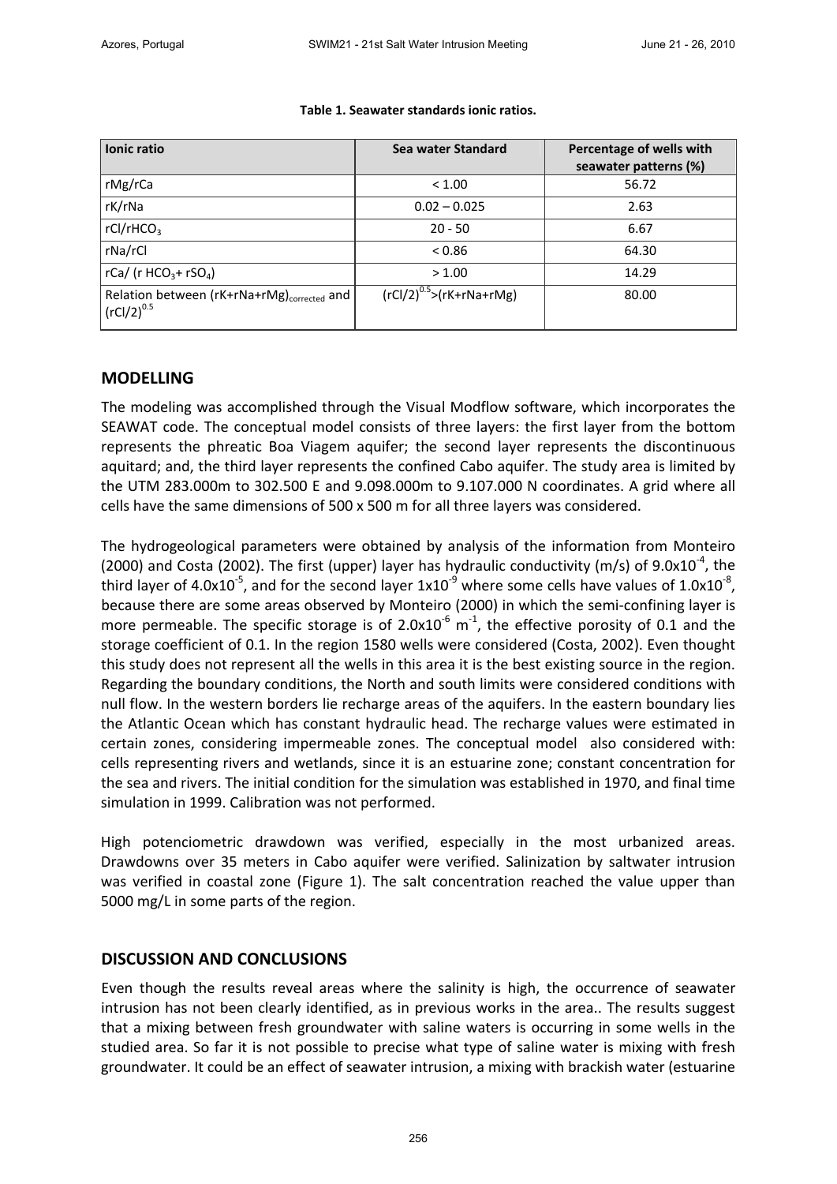**Table 1. Seawater standards ionic ratios.**

| Ionic ratio | Sea water Standard | Percentage of wells with seawater patterns (%) |
|---|---|---|
| rMg/rCa | < 1.00 | 56.72 |
| rK/rNa | 0.02 – 0.025 | 2.63 |
| $rCl/rHCO_3$ | 20 - 50 | 6.67 |
| rNa/rCl | < 0.86 | 64.30 |
| $rCa/(rHCO_3 + rSO_4)$ | > 1.00 | 14.29 |
| Relation between $(rK+rNa+rMg)_{corrected}$ and $(rCl/2)^{0.5}$ | $(rCl/2)^{0.5} > (rK+rNa+rMg)$ | 80.00 |

## MODELLING

The modeling was accomplished through the Visual Modflow software, which incorporates the SEAWAT code. The conceptual model consists of three layers: the first layer from the bottom represents the phreatic Boa Viagem aquifer; the second layer represents the discontinuous aquitard; and, the third layer represents the confined Cabo aquifer. The study area is limited by the UTM 283.000m to 302.500 E and 9.098.000m to 9.107.000 N coordinates. A grid where all cells have the same dimensions of 500 x 500 m for all three layers was considered.

The hydrogeological parameters were obtained by analysis of the information from Monteiro (2000) and Costa (2002). The first (upper) layer has hydraulic conductivity (m/s) of $9.0 \times 10^{-4}$, the third layer of $4.0 \times 10^{-5}$, and for the second layer $1 \times 10^{-9}$ where some cells have values of $1.0 \times 10^{-8}$, because there are some areas observed by Monteiro (2000) in which the semi-confining layer is more permeable. The specific storage is of $2.0 \times 10^{-6}$ $m^{-1}$, the effective porosity of 0.1 and the storage coefficient of 0.1. In the region 1580 wells were considered (Costa, 2002). Even thought this study does not represent all the wells in this area it is the best existing source in the region. Regarding the boundary conditions, the North and south limits were considered conditions with null flow. In the western borders lie recharge areas of the aquifers. In the eastern boundary lies the Atlantic Ocean which has constant hydraulic head. The recharge values were estimated in certain zones, considering impermeable zones. The conceptual model also considered with: cells representing rivers and wetlands, since it is an estuarine zone; constant concentration for the sea and rivers. The initial condition for the simulation was established in 1970, and final time simulation in 1999. Calibration was not performed.

High potenciometric drawdown was verified, especially in the most urbanized areas. Drawdowns over 35 meters in Cabo aquifer were verified. Salinization by saltwater intrusion was verified in coastal zone (Figure 1). The salt concentration reached the value upper than 5000 mg/L in some parts of the region.

## DISCUSSION AND CONCLUSIONS

Even though the results reveal areas where the salinity is high, the occurrence of seawater intrusion has not been clearly identified, as in previous works in the area.. The results suggest that a mixing between fresh groundwater with saline waters is occurring in some wells in the studied area. So far it is not possible to precise what type of saline water is mixing with fresh groundwater. It could be an effect of seawater intrusion, a mixing with brackish water (estuarine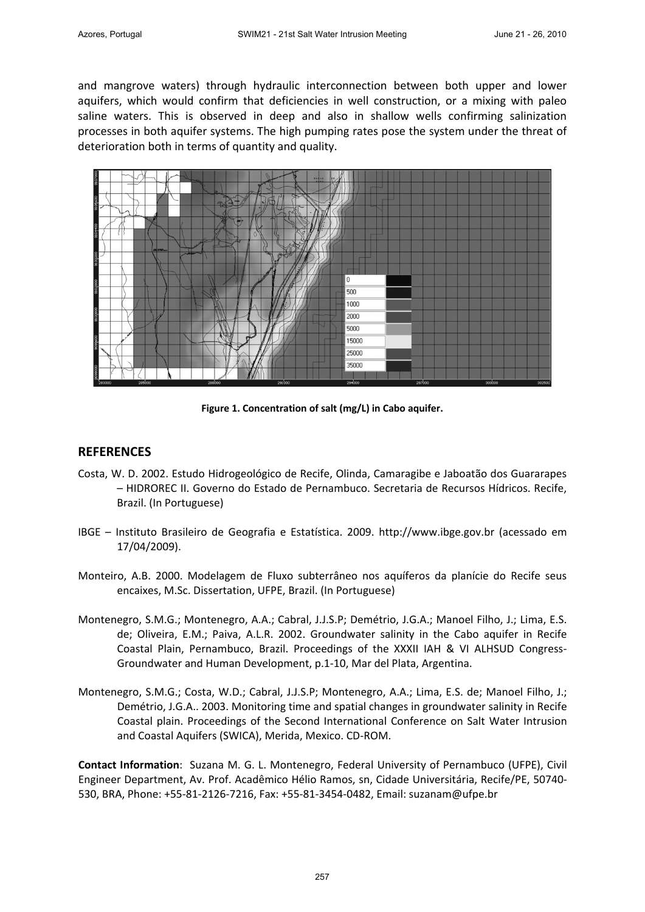and mangrove waters) through hydraulic interconnection between both upper and lower aquifers, which would confirm that deficiencies in well construction, or a mixing with paleo saline waters. This is observed in deep and also in shallow wells confirming salinization processes in both aquifer systems. The high pumping rates pose the system under the threat of deterioration both in terms of quantity and quality.

0
500
1000
2000
5000
15000
25000
35000

**Figure 1. Concentration of salt (mg/L) in Cabo aquifer.**

## REFERENCES

Costa, W. D. 2002. Estudo Hidrogeológico de Recife, Olinda, Camaragibe e Jaboatão dos Guararapes – HIDROREC II. Governo do Estado de Pernambuco. Secretaria de Recursos Hídricos. Recife, Brazil. (In Portuguese)

IBGE – Instituto Brasileiro de Geografia e Estatística. 2009. http://www.ibge.gov.br (acessado em 17/04/2009).

Monteiro, A.B. 2000. Modelagem de Fluxo subterrâneo nos aquíferos da planície do Recife seus encaixes, M.Sc. Dissertation, UFPE, Brazil. (In Portuguese)

Montenegro, S.M.G.; Montenegro, A.A.; Cabral, J.J.S.P; Demétrio, J.G.A.; Manoel Filho, J.; Lima, E.S. de; Oliveira, E.M.; Paiva, A.L.R. 2002. Groundwater salinity in the Cabo aquifer in Recife Coastal Plain, Pernambuco, Brazil. Proceedings of the XXXII IAH & VI ALHSUD Congress- Groundwater and Human Development, p.1-10, Mar del Plata, Argentina.

Montenegro, S.M.G.; Costa, W.D.; Cabral, J.J.S.P; Montenegro, A.A.; Lima, E.S. de; Manoel Filho, J.; Demétrio, J.G.A.. 2003. Monitoring time and spatial changes in groundwater salinity in Recife Coastal plain. Proceedings of the Second International Conference on Salt Water Intrusion and Coastal Aquifers (SWICA), Merida, Mexico. CD-ROM.

**Contact Information**: Suzana M. G. L. Montenegro, Federal University of Pernambuco (UFPE), Civil Engineer Department, Av. Prof. Acadêmico Hélio Ramos, sn, Cidade Universitária, Recife/PE, 50740-530, BRA, Phone: +55-81-2126-7216, Fax: +55-81-3454-0482, Email: suzanam@ufpe.br